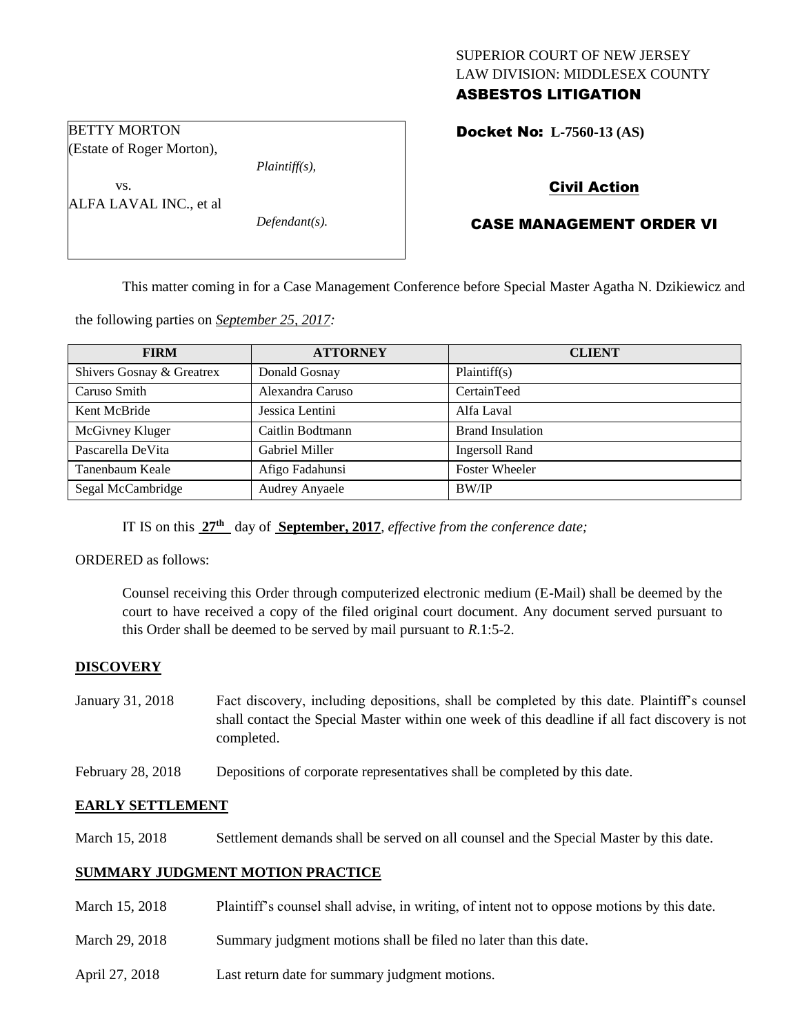SUPERIOR COURT OF NEW JERSEY
LAW DIVISION: MIDDLESEX COUNTY

**ASBESTOS LITIGATION**

BETTY MORTON
(Estate of Roger Morton),

*Plaintiff(s),*

vs.

ALFA LAVAL INC., et al

*Defendant(s).*

**Docket No: L-7560-13 (AS)**

**Civil Action**

**CASE MANAGEMENT ORDER VI**

This matter coming in for a Case Management Conference before Special Master Agatha N. Dzikiewicz and the following parties on *September 25, 2017:*

| FIRM | ATTORNEY | CLIENT |
|---|---|---|
| Shivers Gosnay & Greatrex | Donald Gosnay | Plaintiff(s) |
| Caruso Smith | Alexandra Caruso | CertainTeed |
| Kent McBride | Jessica Lentini | Alfa Laval |
| McGivney Kluger | Caitlin Bodtmann | Brand Insulation |
| Pascarella DeVita | Gabriel Miller | Ingersoll Rand |
| Tanenbaum Keale | Afigo Fadahunsi | Foster Wheeler |
| Segal McCambridge | Audrey Anyaele | BW/IP |

IT IS on this **27th** day of **September, 2017**, *effective from the conference date;*

ORDERED as follows:

Counsel receiving this Order through computerized electronic medium (E-Mail) shall be deemed by the court to have received a copy of the filed original court document. Any document served pursuant to this Order shall be deemed to be served by mail pursuant to *R.*1:5-2.

**DISCOVERY**

January 31, 2018 — Fact discovery, including depositions, shall be completed by this date. Plaintiff's counsel shall contact the Special Master within one week of this deadline if all fact discovery is not completed.

February 28, 2018 — Depositions of corporate representatives shall be completed by this date.

**EARLY SETTLEMENT**

March 15, 2018 — Settlement demands shall be served on all counsel and the Special Master by this date.

**SUMMARY JUDGMENT MOTION PRACTICE**

March 15, 2018 — Plaintiff's counsel shall advise, in writing, of intent not to oppose motions by this date.

March 29, 2018 — Summary judgment motions shall be filed no later than this date.

April 27, 2018 — Last return date for summary judgment motions.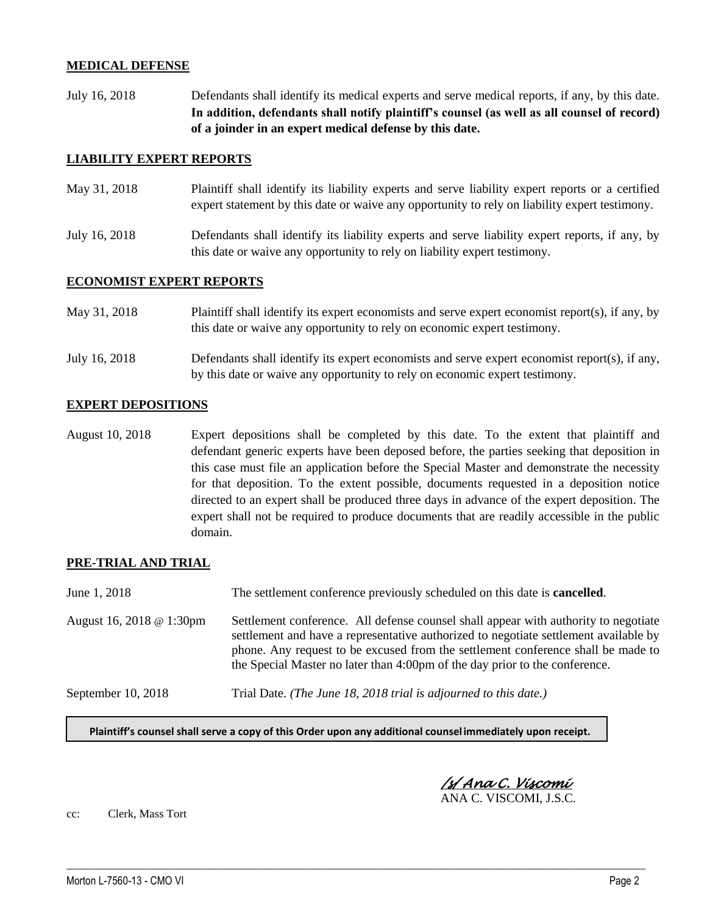**MEDICAL DEFENSE**

| | |
|---|---|
| July 16, 2018 | Defendants shall identify its medical experts and serve medical reports, if any, by this date. **In addition, defendants shall notify plaintiff's counsel (as well as all counsel of record) of a joinder in an expert medical defense by this date.** |

**LIABILITY EXPERT REPORTS**

| | |
|---|---|
| May 31, 2018 | Plaintiff shall identify its liability experts and serve liability expert reports or a certified expert statement by this date or waive any opportunity to rely on liability expert testimony. |
| July 16, 2018 | Defendants shall identify its liability experts and serve liability expert reports, if any, by this date or waive any opportunity to rely on liability expert testimony. |

**ECONOMIST EXPERT REPORTS**

| | |
|---|---|
| May 31, 2018 | Plaintiff shall identify its expert economists and serve expert economist report(s), if any, by this date or waive any opportunity to rely on economic expert testimony. |
| July 16, 2018 | Defendants shall identify its expert economists and serve expert economist report(s), if any, by this date or waive any opportunity to rely on economic expert testimony. |

**EXPERT DEPOSITIONS**

| | |
|---|---|
| August 10, 2018 | Expert depositions shall be completed by this date. To the extent that plaintiff and defendant generic experts have been deposed before, the parties seeking that deposition in this case must file an application before the Special Master and demonstrate the necessity for that deposition. To the extent possible, documents requested in a deposition notice directed to an expert shall be produced three days in advance of the expert deposition. The expert shall not be required to produce documents that are readily accessible in the public domain. |

**PRE-TRIAL AND TRIAL**

| | |
|---|---|
| June 1, 2018 | The settlement conference previously scheduled on this date is **cancelled**. |
| August 16, 2018 @ 1:30pm | Settlement conference. All defense counsel shall appear with authority to negotiate settlement and have a representative authorized to negotiate settlement available by phone. Any request to be excused from the settlement conference shall be made to the Special Master no later than 4:00pm of the day prior to the conference. |
| September 10, 2018 | Trial Date. *(The June 18, 2018 trial is adjourned to this date.)* |

**Plaintiff's counsel shall serve a copy of this Order upon any additional counsel immediately upon receipt.**

*/s/ Ana C. Viscomi*
ANA C. VISCOMI, J.S.C.

cc: Clerk, Mass Tort